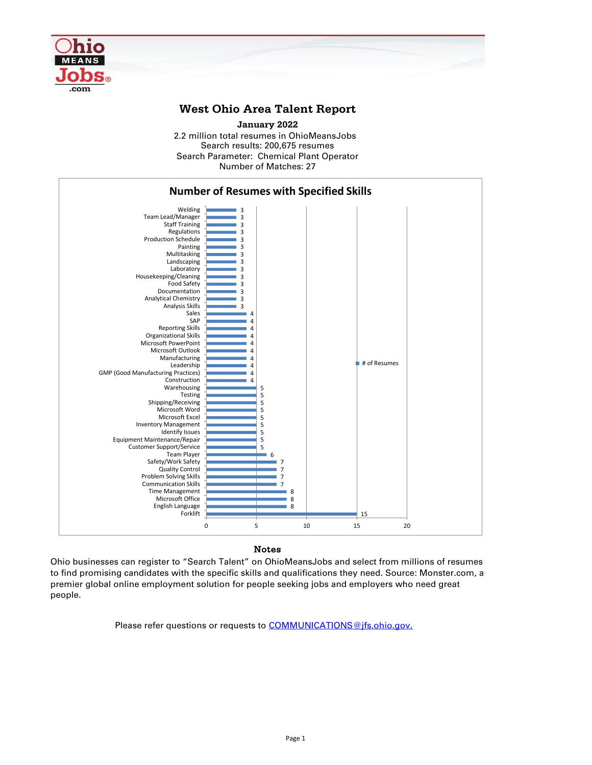# West Ohio Area Talent Report

**January 2022**

2.2 million total resumes in OhioMeansJobs
Search results: 200,675 resumes
Search Parameter: Chemical Plant Operator
Number of Matches: 27

## Number of Resumes with Specified Skills

| Skill | # of Resumes |
|---|---|
| Welding | 3 |
| Team Lead/Manager | 3 |
| Staff Training | 3 |
| Regulations | 3 |
| Production Schedule | 3 |
| Painting | 3 |
| Multitasking | 3 |
| Landscaping | 3 |
| Laboratory | 3 |
| Housekeeping/Cleaning | 3 |
| Food Safety | 3 |
| Documentation | 3 |
| Analytical Chemistry | 3 |
| Analysis Skills | 3 |
| Sales | 4 |
| SAP | 4 |
| Reporting Skills | 4 |
| Organizational Skills | 4 |
| Microsoft PowerPoint | 4 |
| Microsoft Outlook | 4 |
| Manufacturing | 4 |
| Leadership | 4 |
| GMP (Good Manufacturing Practices) | 4 |
| Construction | 4 |
| Warehousing | 5 |
| Testing | 5 |
| Shipping/Receiving | 5 |
| Microsoft Word | 5 |
| Microsoft Excel | 5 |
| Inventory Management | 5 |
| Identify Issues | 5 |
| Equipment Maintenance/Repair | 5 |
| Customer Support/Service | 5 |
| Team Player | 6 |
| Safety/Work Safety | 7 |
| Quality Control | 7 |
| Problem Solving Skills | 7 |
| Communication Skills | 7 |
| Time Management | 8 |
| Microsoft Office | 8 |
| English Language | 8 |
| Forklift | 15 |

### Notes

Ohio businesses can register to "Search Talent" on OhioMeansJobs and select from millions of resumes to find promising candidates with the specific skills and qualifications they need. Source: Monster.com, a premier global online employment solution for people seeking jobs and employers who need great people.

Please refer questions or requests to COMMUNICATIONS@jfs.ohio.gov.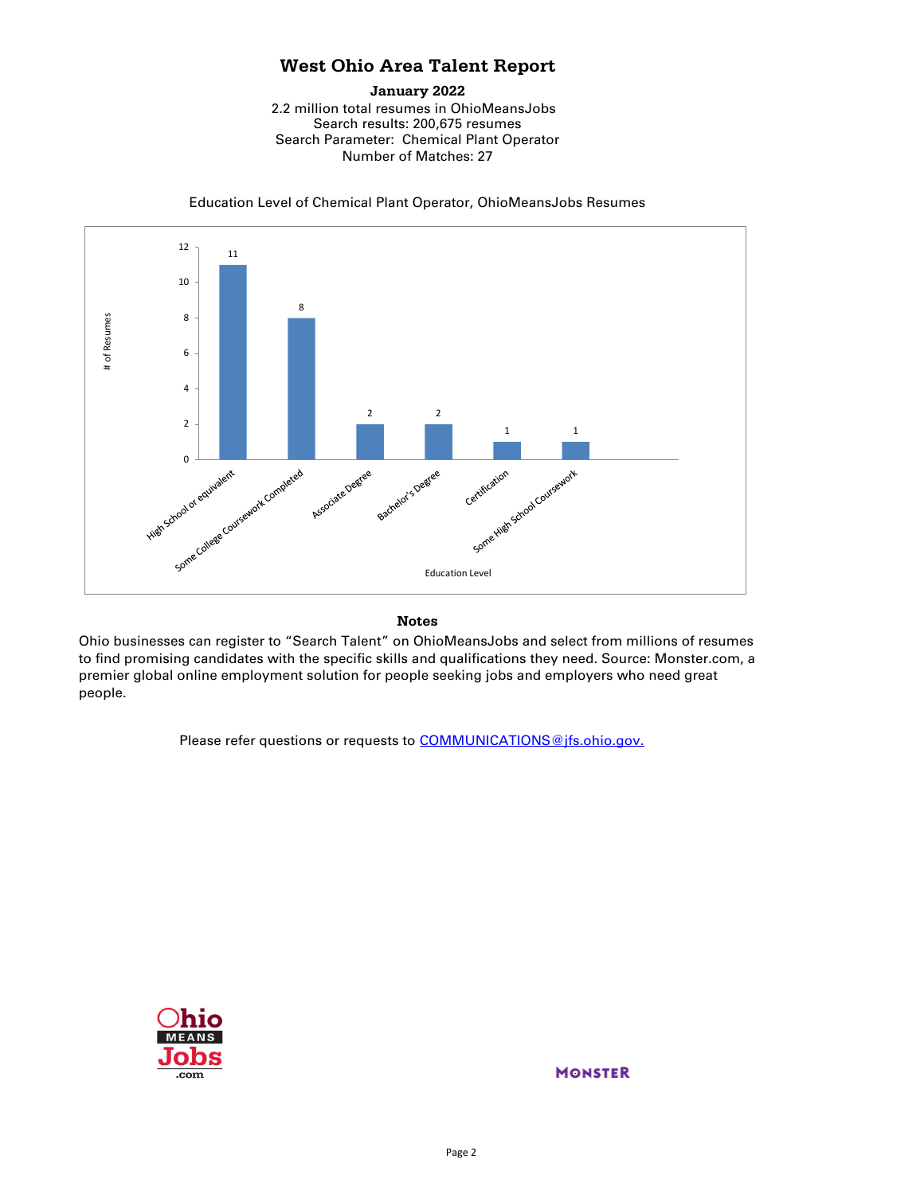# West Ohio Area Talent Report

**January 2022**

2.2 million total resumes in OhioMeansJobs
Search results: 200,675 resumes
Search Parameter: Chemical Plant Operator
Number of Matches: 27

Education Level of Chemical Plant Operator, OhioMeansJobs Resumes

\# of Resumes

12
10
8
6
4
2
0

11
8
2
2
1
1

High School or equivalent
Some College Coursework Completed
Associate Degree
Bachelor's Degree
Certification
Some High School Coursework

Education Level

## Notes

Ohio businesses can register to "Search Talent" on OhioMeansJobs and select from millions of resumes to find promising candidates with the specific skills and qualifications they need. Source: Monster.com, a premier global online employment solution for people seeking jobs and employers who need great people.

Please refer questions or requests to COMMUNICATIONS@jfs.ohio.gov.

Ohio MEANS Jobs .com

MONSTER